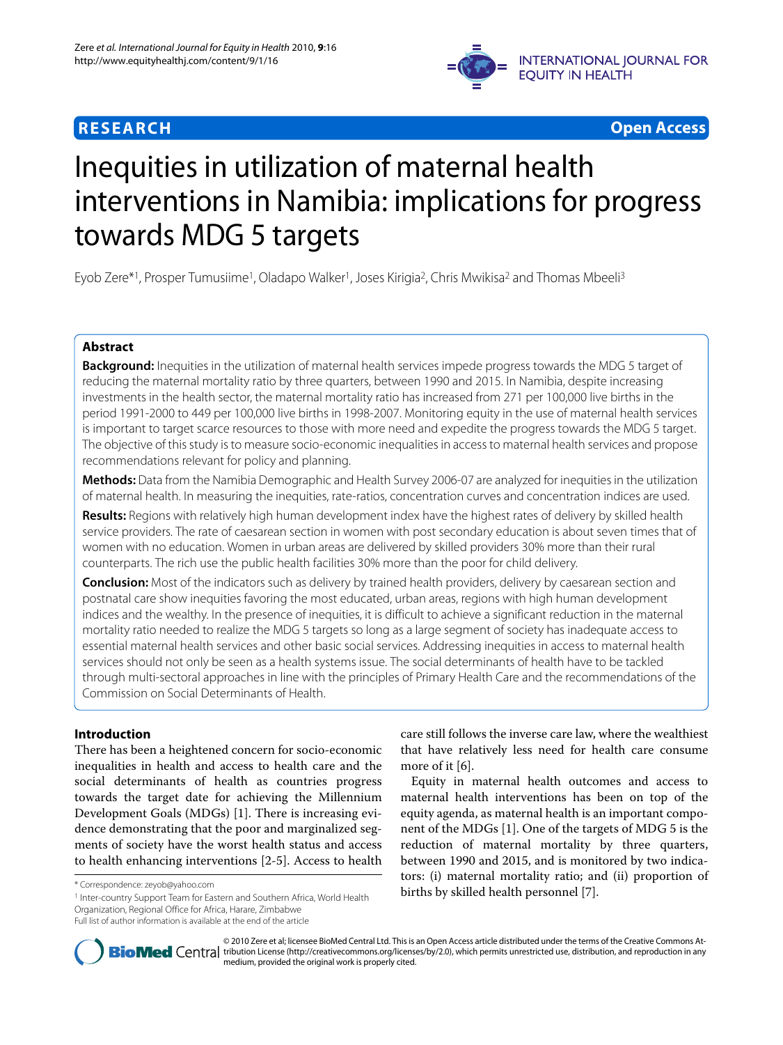**RESEARCH** **Open Access**

# Inequities in utilization of maternal health interventions in Namibia: implications for progress towards MDG 5 targets

Eyob Zere*[1], Prosper Tumusiime[1], Oladapo Walker[1], Joses Kirigia[2], Chris Mwikisa[2] and Thomas Mbeeli[3]

## Abstract

**Background:** Inequities in the utilization of maternal health services impede progress towards the MDG 5 target of reducing the maternal mortality ratio by three quarters, between 1990 and 2015. In Namibia, despite increasing investments in the health sector, the maternal mortality ratio has increased from 271 per 100,000 live births in the period 1991-2000 to 449 per 100,000 live births in 1998-2007. Monitoring equity in the use of maternal health services is important to target scarce resources to those with more need and expedite the progress towards the MDG 5 target. The objective of this study is to measure socio-economic inequalities in access to maternal health services and propose recommendations relevant for policy and planning.

**Methods:** Data from the Namibia Demographic and Health Survey 2006-07 are analyzed for inequities in the utilization of maternal health. In measuring the inequities, rate-ratios, concentration curves and concentration indices are used.

**Results:** Regions with relatively high human development index have the highest rates of delivery by skilled health service providers. The rate of caesarean section in women with post secondary education is about seven times that of women with no education. Women in urban areas are delivered by skilled providers 30% more than their rural counterparts. The rich use the public health facilities 30% more than the poor for child delivery.

**Conclusion:** Most of the indicators such as delivery by trained health providers, delivery by caesarean section and postnatal care show inequities favoring the most educated, urban areas, regions with high human development indices and the wealthy. In the presence of inequities, it is difficult to achieve a significant reduction in the maternal mortality ratio needed to realize the MDG 5 targets so long as a large segment of society has inadequate access to essential maternal health services and other basic social services. Addressing inequities in access to maternal health services should not only be seen as a health systems issue. The social determinants of health have to be tackled through multi-sectoral approaches in line with the principles of Primary Health Care and the recommendations of the Commission on Social Determinants of Health.

## Introduction

There has been a heightened concern for socio-economic inequalities in health and access to health care and the social determinants of health as countries progress towards the target date for achieving the Millennium Development Goals (MDGs) [1]. There is increasing evidence demonstrating that the poor and marginalized segments of society have the worst health status and access to health enhancing interventions [2-5]. Access to health care still follows the inverse care law, where the wealthiest that have relatively less need for health care consume more of it [6].

Equity in maternal health outcomes and access to maternal health interventions has been on top of the equity agenda, as maternal health is an important component of the MDGs [1]. One of the targets of MDG 5 is the reduction of maternal mortality by three quarters, between 1990 and 2015, and is monitored by two indicators: (i) maternal mortality ratio; and (ii) proportion of births by skilled health personnel [7].

\* Correspondence: zeyob@yahoo.com

[1] Inter-country Support Team for Eastern and Southern Africa, World Health Organization, Regional Office for Africa, Harare, Zimbabwe

Full list of author information is available at the end of the article

© 2010 Zere et al; licensee BioMed Central Ltd. This is an Open Access article distributed under the terms of the Creative Commons Attribution License (http://creativecommons.org/licenses/by/2.0), which permits unrestricted use, distribution, and reproduction in any medium, provided the original work is properly cited.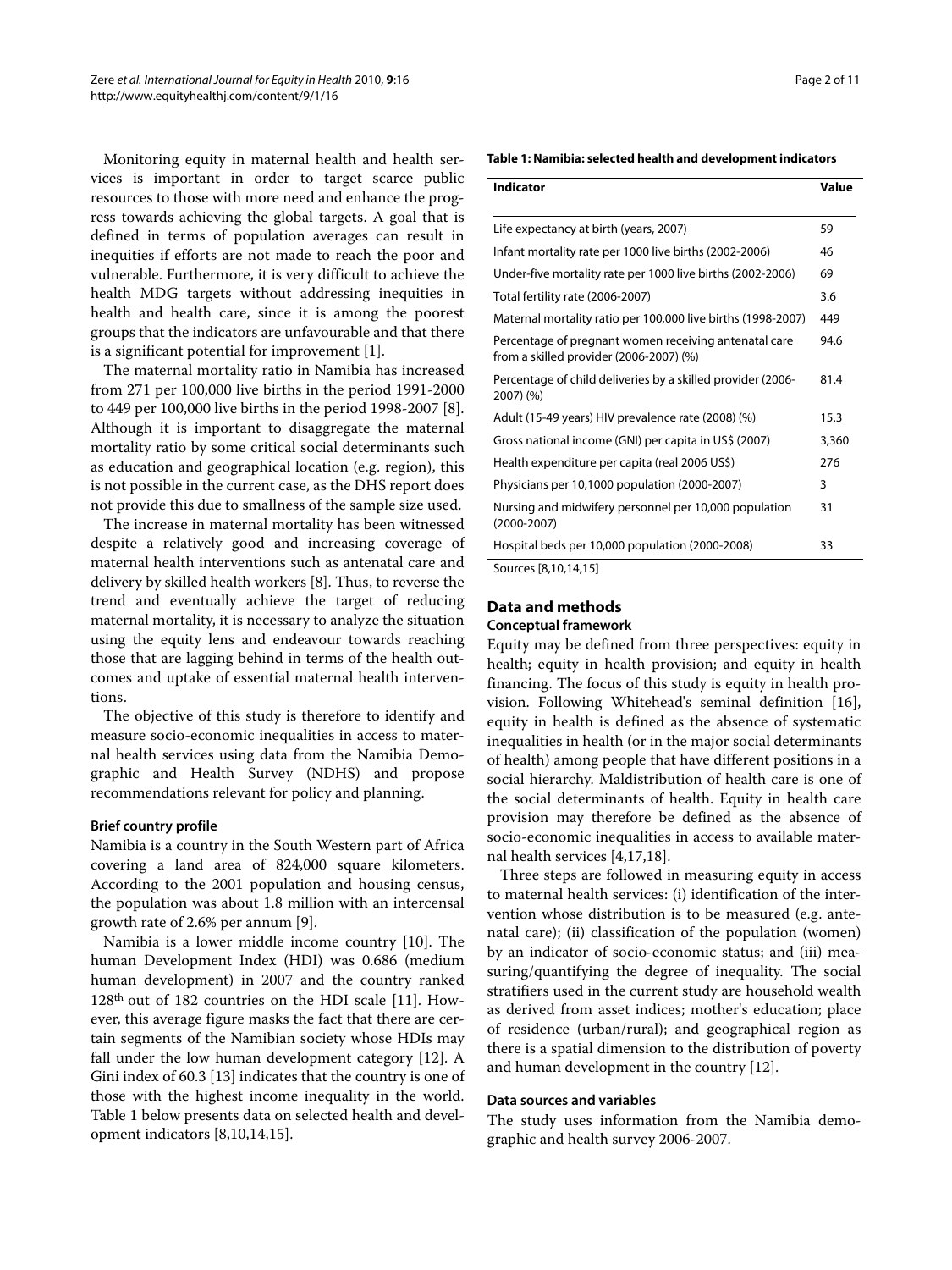Monitoring equity in maternal health and health services is important in order to target scarce public resources to those with more need and enhance the progress towards achieving the global targets. A goal that is defined in terms of population averages can result in inequities if efforts are not made to reach the poor and vulnerable. Furthermore, it is very difficult to achieve the health MDG targets without addressing inequities in health and health care, since it is among the poorest groups that the indicators are unfavourable and that there is a significant potential for improvement [1].

The maternal mortality ratio in Namibia has increased from 271 per 100,000 live births in the period 1991-2000 to 449 per 100,000 live births in the period 1998-2007 [8]. Although it is important to disaggregate the maternal mortality ratio by some critical social determinants such as education and geographical location (e.g. region), this is not possible in the current case, as the DHS report does not provide this due to smallness of the sample size used.

The increase in maternal mortality has been witnessed despite a relatively good and increasing coverage of maternal health interventions such as antenatal care and delivery by skilled health workers [8]. Thus, to reverse the trend and eventually achieve the target of reducing maternal mortality, it is necessary to analyze the situation using the equity lens and endeavour towards reaching those that are lagging behind in terms of the health outcomes and uptake of essential maternal health interventions.

The objective of this study is therefore to identify and measure socio-economic inequalities in access to maternal health services using data from the Namibia Demographic and Health Survey (NDHS) and propose recommendations relevant for policy and planning.

### Brief country profile

Namibia is a country in the South Western part of Africa covering a land area of 824,000 square kilometers. According to the 2001 population and housing census, the population was about 1.8 million with an intercensal growth rate of 2.6% per annum [9].

Namibia is a lower middle income country [10]. The human Development Index (HDI) was 0.686 (medium human development) in 2007 and the country ranked 128th out of 182 countries on the HDI scale [11]. However, this average figure masks the fact that there are certain segments of the Namibian society whose HDIs may fall under the low human development category [12]. A Gini index of 60.3 [13] indicates that the country is one of those with the highest income inequality in the world. Table 1 below presents data on selected health and development indicators [8,10,14,15].

**Table 1: Namibia: selected health and development indicators**

| Indicator | Value |
|---|---|
| Life expectancy at birth (years, 2007) | 59 |
| Infant mortality rate per 1000 live births (2002-2006) | 46 |
| Under-five mortality rate per 1000 live births (2002-2006) | 69 |
| Total fertility rate (2006-2007) | 3.6 |
| Maternal mortality ratio per 100,000 live births (1998-2007) | 449 |
| Percentage of pregnant women receiving antenatal care from a skilled provider (2006-2007) (%) | 94.6 |
| Percentage of child deliveries by a skilled provider (2006-2007) (%) | 81.4 |
| Adult (15-49 years) HIV prevalence rate (2008) (%) | 15.3 |
| Gross national income (GNI) per capita in US$ (2007) | 3,360 |
| Health expenditure per capita (real 2006 US$) | 276 |
| Physicians per 10,1000 population (2000-2007) | 3 |
| Nursing and midwifery personnel per 10,000 population (2000-2007) | 31 |
| Hospital beds per 10,000 population (2000-2008) | 33 |

Sources [8,10,14,15]

## Data and methods

### Conceptual framework

Equity may be defined from three perspectives: equity in health; equity in health provision; and equity in health financing. The focus of this study is equity in health provision. Following Whitehead's seminal definition [16], equity in health is defined as the absence of systematic inequalities in health (or in the major social determinants of health) among people that have different positions in a social hierarchy. Maldistribution of health care is one of the social determinants of health. Equity in health care provision may therefore be defined as the absence of socio-economic inequalities in access to available maternal health services [4,17,18].

Three steps are followed in measuring equity in access to maternal health services: (i) identification of the intervention whose distribution is to be measured (e.g. antenatal care); (ii) classification of the population (women) by an indicator of socio-economic status; and (iii) measuring/quantifying the degree of inequality. The social stratifiers used in the current study are household wealth as derived from asset indices; mother's education; place of residence (urban/rural); and geographical region as there is a spatial dimension to the distribution of poverty and human development in the country [12].

### Data sources and variables

The study uses information from the Namibia demographic and health survey 2006-2007.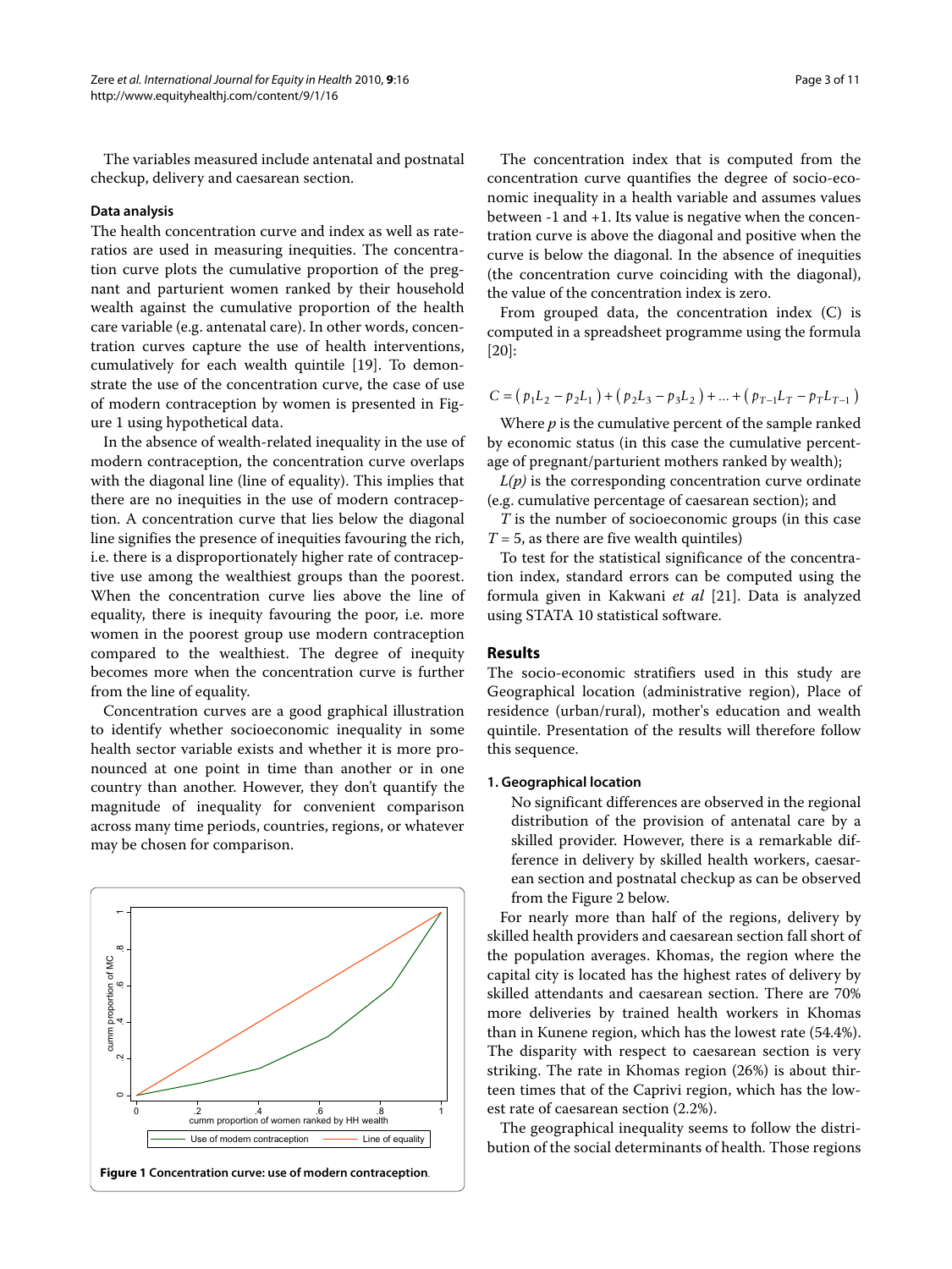The variables measured include antenatal and postnatal checkup, delivery and caesarean section.

### Data analysis

The health concentration curve and index as well as rate-ratios are used in measuring inequities. The concentration curve plots the cumulative proportion of the pregnant and parturient women ranked by their household wealth against the cumulative proportion of the health care variable (e.g. antenatal care). In other words, concentration curves capture the use of health interventions, cumulatively for each wealth quintile [19]. To demonstrate the use of the concentration curve, the case of use of modern contraception by women is presented in Figure 1 using hypothetical data.

In the absence of wealth-related inequality in the use of modern contraception, the concentration curve overlaps with the diagonal line (line of equality). This implies that there are no inequities in the use of modern contraception. A concentration curve that lies below the diagonal line signifies the presence of inequities favouring the rich, i.e. there is a disproportionately higher rate of contraceptive use among the wealthiest groups than the poorest. When the concentration curve lies above the line of equality, there is inequity favouring the poor, i.e. more women in the poorest group use modern contraception compared to the wealthiest. The degree of inequity becomes more when the concentration curve is further from the line of equality.

Concentration curves are a good graphical illustration to identify whether socioeconomic inequality in some health sector variable exists and whether it is more pronounced at one point in time than another or in one country than another. However, they don't quantify the magnitude of inequality for convenient comparison across many time periods, countries, regions, or whatever may be chosen for comparison.

**Figure 1 Concentration curve: use of modern contraception**.

The concentration index that is computed from the concentration curve quantifies the degree of socio-economic inequality in a health variable and assumes values between -1 and +1. Its value is negative when the concentration curve is above the diagonal and positive when the curve is below the diagonal. In the absence of inequities (the concentration curve coinciding with the diagonal), the value of the concentration index is zero.

From grouped data, the concentration index (C) is computed in a spreadsheet programme using the formula [20]:

$$C = (p_1L_2 - p_2L_1) + (p_2L_3 - p_3L_2) + \ldots + (p_{T-1}L_T - p_TL_{T-1})$$

Where $p$ is the cumulative percent of the sample ranked by economic status (in this case the cumulative percentage of pregnant/parturient mothers ranked by wealth);

$L(p)$ is the corresponding concentration curve ordinate (e.g. cumulative percentage of caesarean section); and

$T$ is the number of socioeconomic groups (in this case $T = 5$, as there are five wealth quintiles)

To test for the statistical significance of the concentration index, standard errors can be computed using the formula given in Kakwani *et al* [21]. Data is analyzed using STATA 10 statistical software.

## Results

The socio-economic stratifiers used in this study are Geographical location (administrative region), Place of residence (urban/rural), mother's education and wealth quintile. Presentation of the results will therefore follow this sequence.

#### 1. Geographical location

No significant differences are observed in the regional distribution of the provision of antenatal care by a skilled provider. However, there is a remarkable difference in delivery by skilled health workers, caesarean section and postnatal checkup as can be observed from the Figure 2 below.

For nearly more than half of the regions, delivery by skilled health providers and caesarean section fall short of the population averages. Khomas, the region where the capital city is located has the highest rates of delivery by skilled attendants and caesarean section. There are 70% more deliveries by trained health workers in Khomas than in Kunene region, which has the lowest rate (54.4%). The disparity with respect to caesarean section is very striking. The rate in Khomas region (26%) is about thirteen times that of the Caprivi region, which has the lowest rate of caesarean section (2.2%).

The geographical inequality seems to follow the distribution of the social determinants of health. Those regions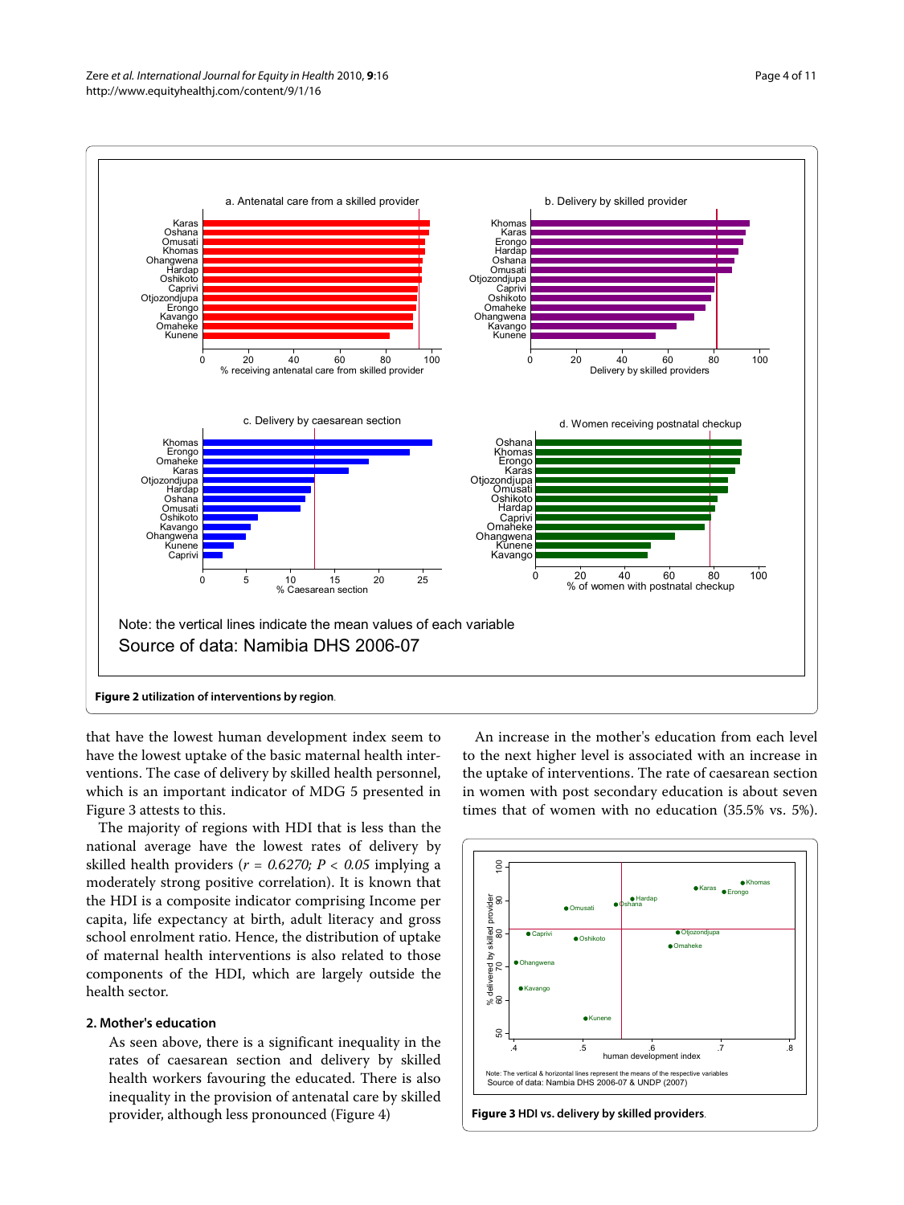Note: the vertical lines indicate the mean values of each variable
Source of data: Namibia DHS 2006-07

**Figure 2 utilization of interventions by region**.

that have the lowest human development index seem to have the lowest uptake of the basic maternal health interventions. The case of delivery by skilled health personnel, which is an important indicator of MDG 5 presented in Figure 3 attests to this.

The majority of regions with HDI that is less than the national average have the lowest rates of delivery by skilled health providers ($r = 0.6270$; $P < 0.05$ implying a moderately strong positive correlation). It is known that the HDI is a composite indicator comprising Income per capita, life expectancy at birth, adult literacy and gross school enrolment ratio. Hence, the distribution of uptake of maternal health interventions is also related to those components of the HDI, which are largely outside the health sector.

## 2. Mother's education

As seen above, there is a significant inequality in the rates of caesarean section and delivery by skilled health workers favouring the educated. There is also inequality in the provision of antenatal care by skilled provider, although less pronounced (Figure 4)

An increase in the mother's education from each level to the next higher level is associated with an increase in the uptake of interventions. The rate of caesarean section in women with post secondary education is about seven times that of women with no education (35.5% vs. 5%).

Note: The vertical & horizontal lines represent the means of the respective variables
Source of data: Namibia DHS 2006-07 & UNDP (2007)

**Figure 3 HDI vs. delivery by skilled providers**.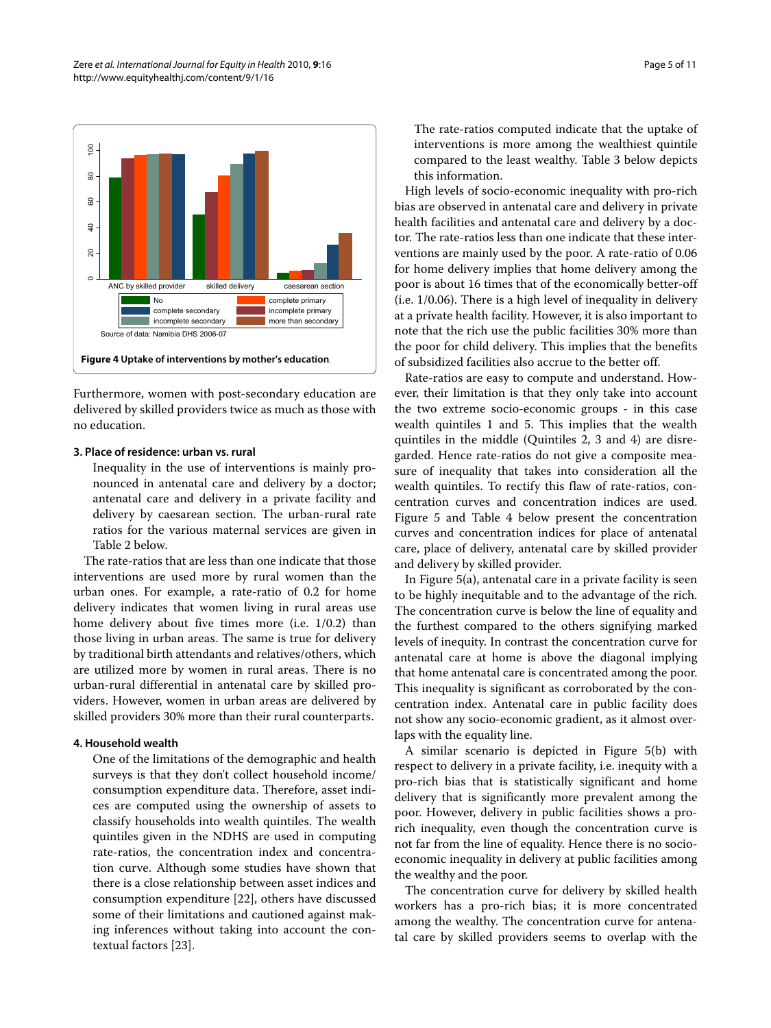**Figure 4 Uptake of interventions by mother's education**.

Furthermore, women with post-secondary education are delivered by skilled providers twice as much as those with no education.

#### 3. Place of residence: urban vs. rural

Inequality in the use of interventions is mainly pronounced in antenatal care and delivery by a doctor; antenatal care and delivery in a private facility and delivery by caesarean section. The urban-rural rate ratios for the various maternal services are given in Table 2 below.

The rate-ratios that are less than one indicate that those interventions are used more by rural women than the urban ones. For example, a rate-ratio of 0.2 for home delivery indicates that women living in rural areas use home delivery about five times more (i.e. 1/0.2) than those living in urban areas. The same is true for delivery by traditional birth attendants and relatives/others, which are utilized more by women in rural areas. There is no urban-rural differential in antenatal care by skilled providers. However, women in urban areas are delivered by skilled providers 30% more than their rural counterparts.

#### 4. Household wealth

One of the limitations of the demographic and health surveys is that they don't collect household income/consumption expenditure data. Therefore, asset indices are computed using the ownership of assets to classify households into wealth quintiles. The wealth quintiles given in the NDHS are used in computing rate-ratios, the concentration index and concentration curve. Although some studies have shown that there is a close relationship between asset indices and consumption expenditure [22], others have discussed some of their limitations and cautioned against making inferences without taking into account the contextual factors [23].

The rate-ratios computed indicate that the uptake of interventions is more among the wealthiest quintile compared to the least wealthy. Table 3 below depicts this information.

High levels of socio-economic inequality with pro-rich bias are observed in antenatal care and delivery in private health facilities and antenatal care and delivery by a doctor. The rate-ratios less than one indicate that these interventions are mainly used by the poor. A rate-ratio of 0.06 for home delivery implies that home delivery among the poor is about 16 times that of the economically better-off (i.e. 1/0.06). There is a high level of inequality in delivery at a private health facility. However, it is also important to note that the rich use the public facilities 30% more than the poor for child delivery. This implies that the benefits of subsidized facilities also accrue to the better off.

Rate-ratios are easy to compute and understand. However, their limitation is that they only take into account the two extreme socio-economic groups - in this case wealth quintiles 1 and 5. This implies that the wealth quintiles in the middle (Quintiles 2, 3 and 4) are disregarded. Hence rate-ratios do not give a composite measure of inequality that takes into consideration all the wealth quintiles. To rectify this flaw of rate-ratios, concentration curves and concentration indices are used. Figure 5 and Table 4 below present the concentration curves and concentration indices for place of antenatal care, place of delivery, antenatal care by skilled provider and delivery by skilled provider.

In Figure 5(a), antenatal care in a private facility is seen to be highly inequitable and to the advantage of the rich. The concentration curve is below the line of equality and the furthest compared to the others signifying marked levels of inequity. In contrast the concentration curve for antenatal care at home is above the diagonal implying that home antenatal care is concentrated among the poor. This inequality is significant as corroborated by the concentration index. Antenatal care in public facility does not show any socio-economic gradient, as it almost overlaps with the equality line.

A similar scenario is depicted in Figure 5(b) with respect to delivery in a private facility, i.e. inequity with a pro-rich bias that is statistically significant and home delivery that is significantly more prevalent among the poor. However, delivery in public facilities shows a pro-rich inequality, even though the concentration curve is not far from the line of equality. Hence there is no socio-economic inequality in delivery at public facilities among the wealthy and the poor.

The concentration curve for delivery by skilled health workers has a pro-rich bias; it is more concentrated among the wealthy. The concentration curve for antenatal care by skilled providers seems to overlap with the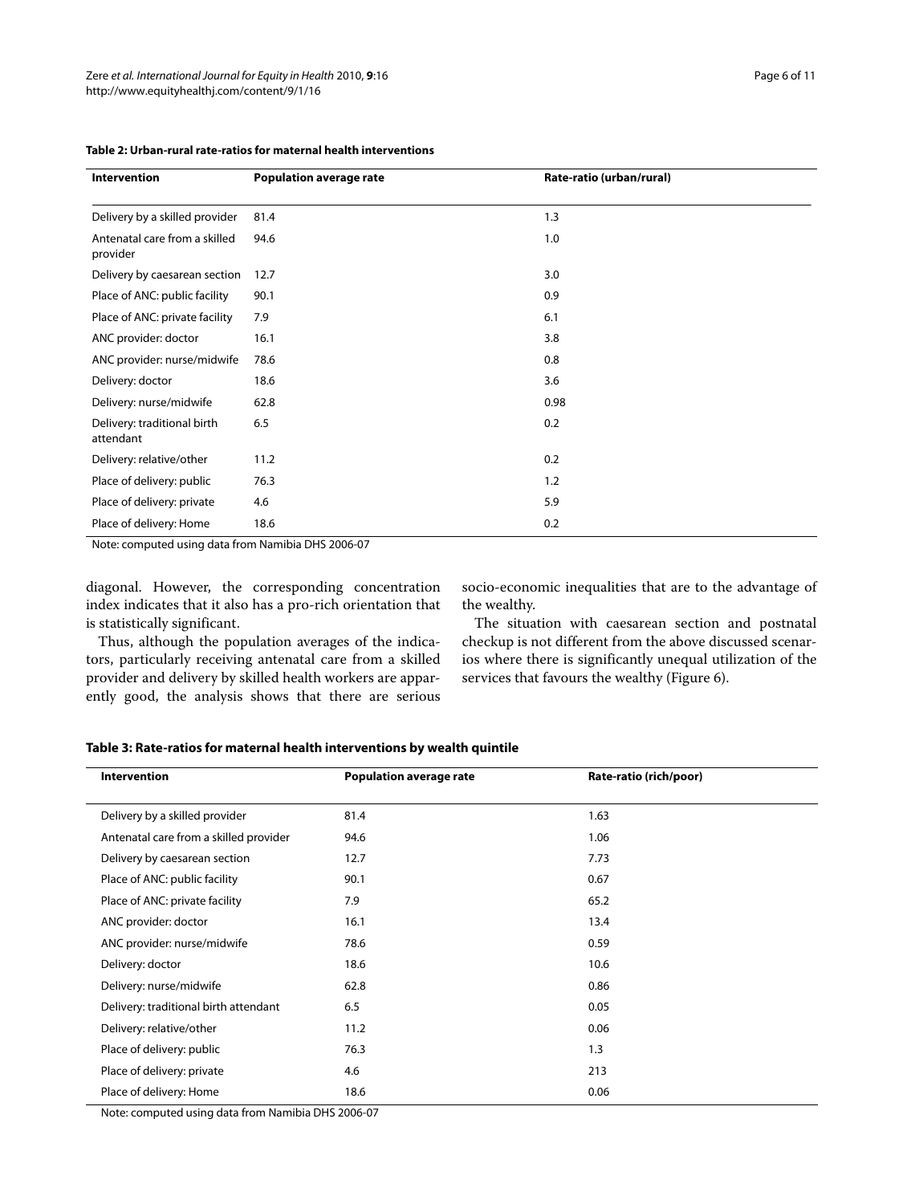**Table 2: Urban-rural rate-ratios for maternal health interventions**

| Intervention | Population average rate | Rate-ratio (urban/rural) |
|---|---|---|
| Delivery by a skilled provider | 81.4 | 1.3 |
| Antenatal care from a skilled provider | 94.6 | 1.0 |
| Delivery by caesarean section | 12.7 | 3.0 |
| Place of ANC: public facility | 90.1 | 0.9 |
| Place of ANC: private facility | 7.9 | 6.1 |
| ANC provider: doctor | 16.1 | 3.8 |
| ANC provider: nurse/midwife | 78.6 | 0.8 |
| Delivery: doctor | 18.6 | 3.6 |
| Delivery: nurse/midwife | 62.8 | 0.98 |
| Delivery: traditional birth attendant | 6.5 | 0.2 |
| Delivery: relative/other | 11.2 | 0.2 |
| Place of delivery: public | 76.3 | 1.2 |
| Place of delivery: private | 4.6 | 5.9 |
| Place of delivery: Home | 18.6 | 0.2 |

Note: computed using data from Namibia DHS 2006-07

diagonal. However, the corresponding concentration index indicates that it also has a pro-rich orientation that is statistically significant.

Thus, although the population averages of the indicators, particularly receiving antenatal care from a skilled provider and delivery by skilled health workers are apparently good, the analysis shows that there are serious socio-economic inequalities that are to the advantage of the wealthy.

The situation with caesarean section and postnatal checkup is not different from the above discussed scenarios where there is significantly unequal utilization of the services that favours the wealthy (Figure 6).

**Table 3: Rate-ratios for maternal health interventions by wealth quintile**

| Intervention | Population average rate | Rate-ratio (rich/poor) |
|---|---|---|
| Delivery by a skilled provider | 81.4 | 1.63 |
| Antenatal care from a skilled provider | 94.6 | 1.06 |
| Delivery by caesarean section | 12.7 | 7.73 |
| Place of ANC: public facility | 90.1 | 0.67 |
| Place of ANC: private facility | 7.9 | 65.2 |
| ANC provider: doctor | 16.1 | 13.4 |
| ANC provider: nurse/midwife | 78.6 | 0.59 |
| Delivery: doctor | 18.6 | 10.6 |
| Delivery: nurse/midwife | 62.8 | 0.86 |
| Delivery: traditional birth attendant | 6.5 | 0.05 |
| Delivery: relative/other | 11.2 | 0.06 |
| Place of delivery: public | 76.3 | 1.3 |
| Place of delivery: private | 4.6 | 213 |
| Place of delivery: Home | 18.6 | 0.06 |

Note: computed using data from Namibia DHS 2006-07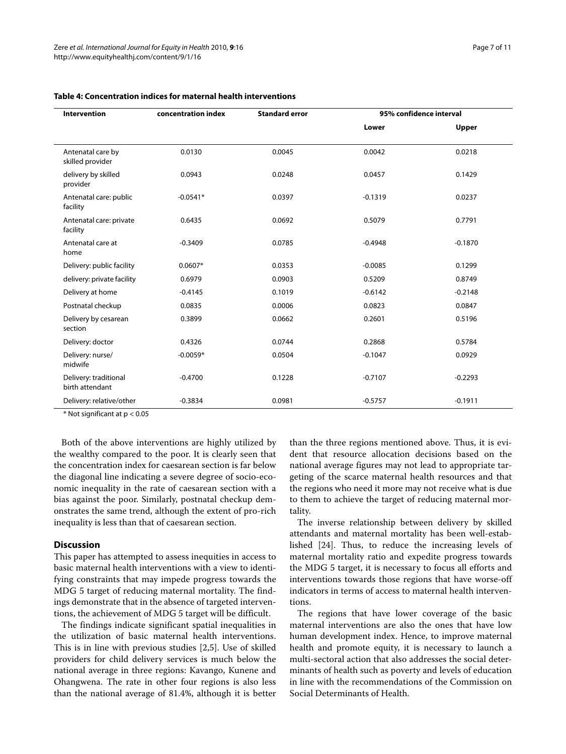**Table 4: Concentration indices for maternal health interventions**

| Intervention | concentration index | Standard error | 95% confidence interval | |
|---|---|---|---|---|
| | | | Lower | Upper |
| Antenatal care by skilled provider | 0.0130 | 0.0045 | 0.0042 | 0.0218 |
| delivery by skilled provider | 0.0943 | 0.0248 | 0.0457 | 0.1429 |
| Antenatal care: public facility | -0.0541* | 0.0397 | -0.1319 | 0.0237 |
| Antenatal care: private facility | 0.6435 | 0.0692 | 0.5079 | 0.7791 |
| Antenatal care at home | -0.3409 | 0.0785 | -0.4948 | -0.1870 |
| Delivery: public facility | 0.0607* | 0.0353 | -0.0085 | 0.1299 |
| delivery: private facility | 0.6979 | 0.0903 | 0.5209 | 0.8749 |
| Delivery at home | -0.4145 | 0.1019 | -0.6142 | -0.2148 |
| Postnatal checkup | 0.0835 | 0.0006 | 0.0823 | 0.0847 |
| Delivery by cesarean section | 0.3899 | 0.0662 | 0.2601 | 0.5196 |
| Delivery: doctor | 0.4326 | 0.0744 | 0.2868 | 0.5784 |
| Delivery: nurse/ midwife | -0.0059* | 0.0504 | -0.1047 | 0.0929 |
| Delivery: traditional birth attendant | -0.4700 | 0.1228 | -0.7107 | -0.2293 |
| Delivery: relative/other | -0.3834 | 0.0981 | -0.5757 | -0.1911 |

\* Not significant at $p < 0.05$

Both of the above interventions are highly utilized by the wealthy compared to the poor. It is clearly seen that the concentration index for caesarean section is far below the diagonal line indicating a severe degree of socio-economic inequality in the rate of caesarean section with a bias against the poor. Similarly, postnatal checkup demonstrates the same trend, although the extent of pro-rich inequality is less than that of caesarean section.

## Discussion

This paper has attempted to assess inequities in access to basic maternal health interventions with a view to identifying constraints that may impede progress towards the MDG 5 target of reducing maternal mortality. The findings demonstrate that in the absence of targeted interventions, the achievement of MDG 5 target will be difficult.

The findings indicate significant spatial inequalities in the utilization of basic maternal health interventions. This is in line with previous studies [2,5]. Use of skilled providers for child delivery services is much below the national average in three regions: Kavango, Kunene and Ohangwena. The rate in other four regions is also less than the national average of 81.4%, although it is better than the three regions mentioned above. Thus, it is evident that resource allocation decisions based on the national average figures may not lead to appropriate targeting of the scarce maternal health resources and that the regions who need it more may not receive what is due to them to achieve the target of reducing maternal mortality.

The inverse relationship between delivery by skilled attendants and maternal mortality has been well-established [24]. Thus, to reduce the increasing levels of maternal mortality ratio and expedite progress towards the MDG 5 target, it is necessary to focus all efforts and interventions towards those regions that have worse-off indicators in terms of access to maternal health interventions.

The regions that have lower coverage of the basic maternal interventions are also the ones that have low human development index. Hence, to improve maternal health and promote equity, it is necessary to launch a multi-sectoral action that also addresses the social determinants of health such as poverty and levels of education in line with the recommendations of the Commission on Social Determinants of Health.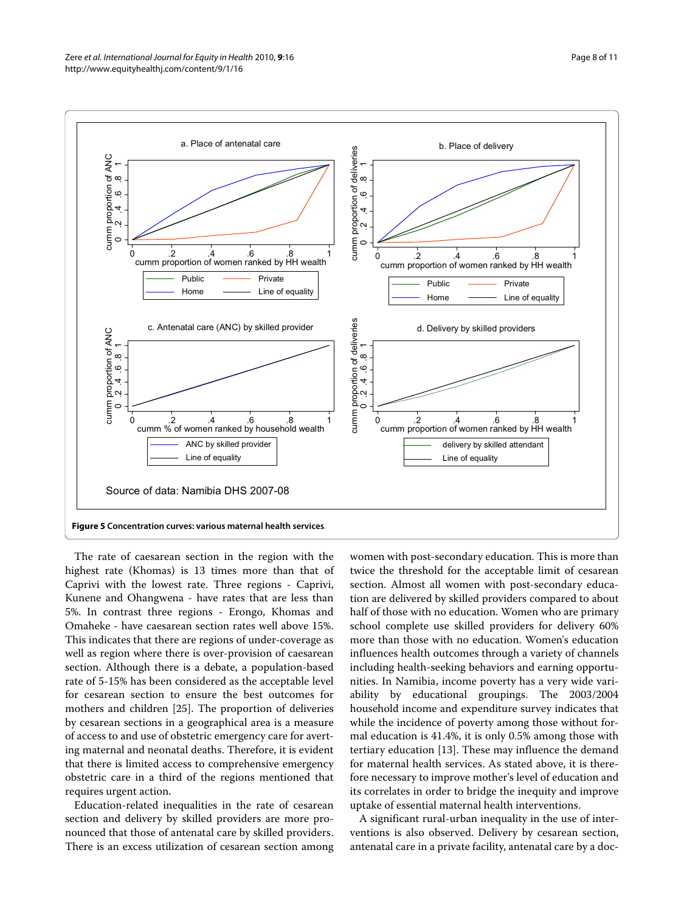**Figure 5 Concentration curves: various maternal health services.**

The rate of caesarean section in the region with the highest rate (Khomas) is 13 times more than that of Caprivi with the lowest rate. Three regions - Caprivi, Kunene and Ohangwena - have rates that are less than 5%. In contrast three regions - Erongo, Khomas and Omaheke - have caesarean section rates well above 15%. This indicates that there are regions of under-coverage as well as region where there is over-provision of caesarean section. Although there is a debate, a population-based rate of 5-15% has been considered as the acceptable level for cesarean section to ensure the best outcomes for mothers and children [25]. The proportion of deliveries by cesarean sections in a geographical area is a measure of access to and use of obstetric emergency care for averting maternal and neonatal deaths. Therefore, it is evident that there is limited access to comprehensive emergency obstetric care in a third of the regions mentioned that requires urgent action.

Education-related inequalities in the rate of cesarean section and delivery by skilled providers are more pronounced that those of antenatal care by skilled providers. There is an excess utilization of cesarean section among women with post-secondary education. This is more than twice the threshold for the acceptable limit of cesarean section. Almost all women with post-secondary education are delivered by skilled providers compared to about half of those with no education. Women who are primary school complete use skilled providers for delivery 60% more than those with no education. Women's education influences health outcomes through a variety of channels including health-seeking behaviors and earning opportunities. In Namibia, income poverty has a very wide variability by educational groupings. The 2003/2004 household income and expenditure survey indicates that while the incidence of poverty among those without formal education is 41.4%, it is only 0.5% among those with tertiary education [13]. These may influence the demand for maternal health services. As stated above, it is therefore necessary to improve mother's level of education and its correlates in order to bridge the inequity and improve uptake of essential maternal health interventions.

A significant rural-urban inequality in the use of interventions is also observed. Delivery by cesarean section, antenatal care in a private facility, antenatal care by a doc-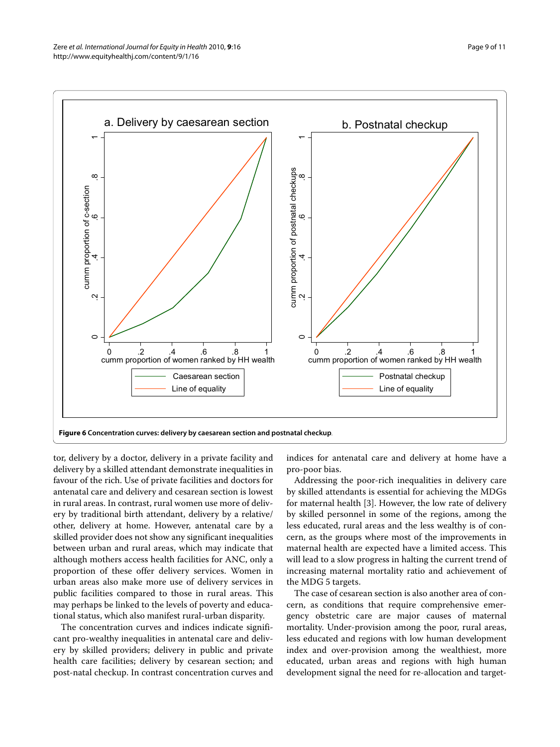a. Delivery by caesarean section

cumm proportion of c-section

0 .2 .4 .6 .8 1

cumm proportion of women ranked by HH wealth

Caesarean section

Line of equality

b. Postnatal checkup

cumm proportion of postnatal checkups

0 .2 .4 .6 .8 1

cumm proportion of women ranked by HH wealth

Postnatal checkup

Line of equality

**Figure 6 Concentration curves: delivery by caesarean section and postnatal checkup**.

tor, delivery by a doctor, delivery in a private facility and delivery by a skilled attendant demonstrate inequalities in favour of the rich. Use of private facilities and doctors for antenatal care and delivery and cesarean section is lowest in rural areas. In contrast, rural women use more of delivery by traditional birth attendant, delivery by a relative/other, delivery at home. However, antenatal care by a skilled provider does not show any significant inequalities between urban and rural areas, which may indicate that although mothers access health facilities for ANC, only a proportion of these offer delivery services. Women in urban areas also make more use of delivery services in public facilities compared to those in rural areas. This may perhaps be linked to the levels of poverty and educational status, which also manifest rural-urban disparity.

The concentration curves and indices indicate significant pro-wealthy inequalities in antenatal care and delivery by skilled providers; delivery in public and private health care facilities; delivery by cesarean section; and post-natal checkup. In contrast concentration curves and indices for antenatal care and delivery at home have a pro-poor bias.

Addressing the poor-rich inequalities in delivery care by skilled attendants is essential for achieving the MDGs for maternal health [3]. However, the low rate of delivery by skilled personnel in some of the regions, among the less educated, rural areas and the less wealthy is of concern, as the groups where most of the improvements in maternal health are expected have a limited access. This will lead to a slow progress in halting the current trend of increasing maternal mortality ratio and achievement of the MDG 5 targets.

The case of cesarean section is also another area of concern, as conditions that require comprehensive emergency obstetric care are major causes of maternal mortality. Under-provision among the poor, rural areas, less educated and regions with low human development index and over-provision among the wealthiest, more educated, urban areas and regions with high human development signal the need for re-allocation and target-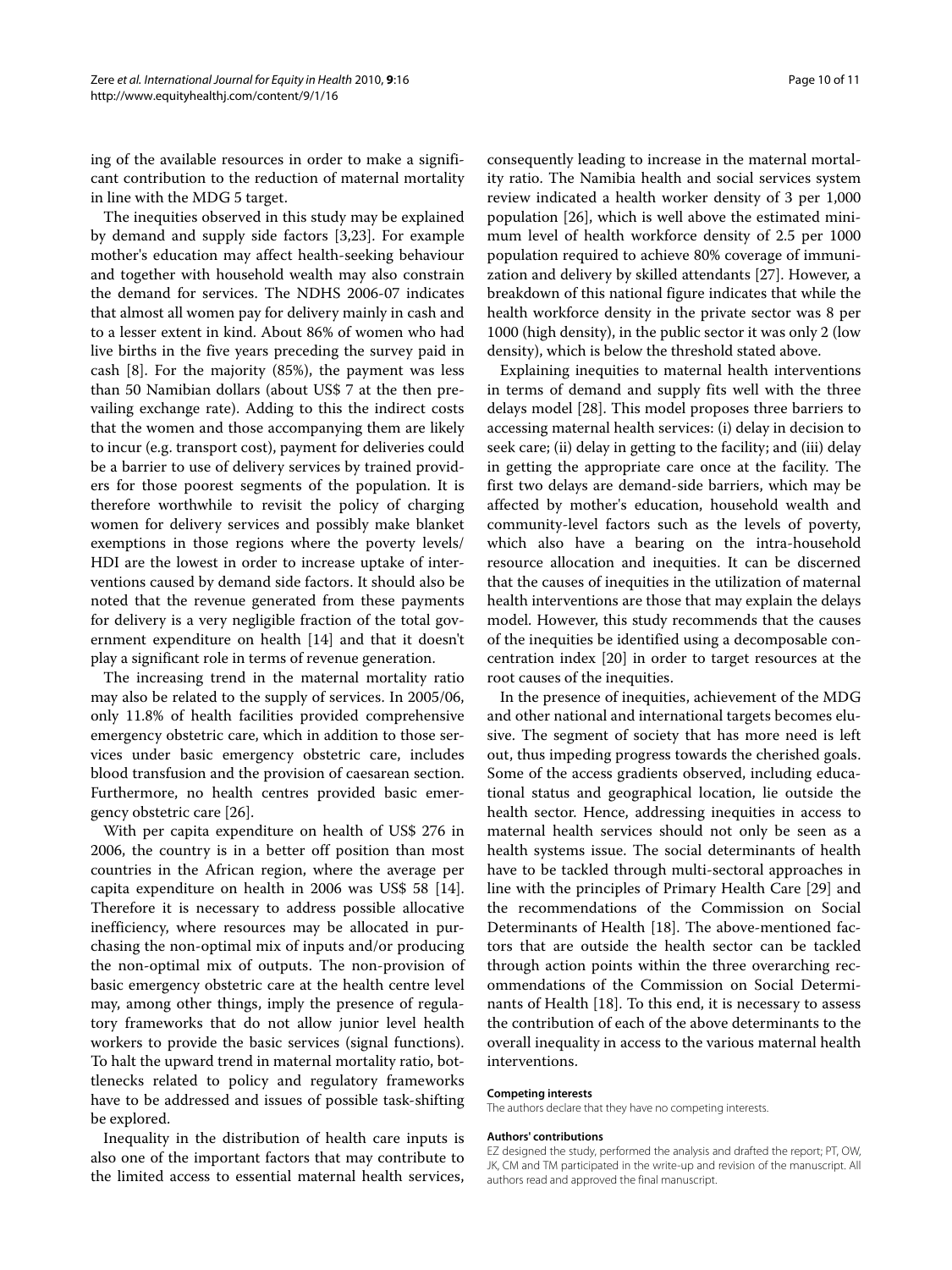ing of the available resources in order to make a significant contribution to the reduction of maternal mortality in line with the MDG 5 target.

The inequities observed in this study may be explained by demand and supply side factors [3,23]. For example mother's education may affect health-seeking behaviour and together with household wealth may also constrain the demand for services. The NDHS 2006-07 indicates that almost all women pay for delivery mainly in cash and to a lesser extent in kind. About 86% of women who had live births in the five years preceding the survey paid in cash [8]. For the majority (85%), the payment was less than 50 Namibian dollars (about US$ 7 at the then prevailing exchange rate). Adding to this the indirect costs that the women and those accompanying them are likely to incur (e.g. transport cost), payment for deliveries could be a barrier to use of delivery services by trained providers for those poorest segments of the population. It is therefore worthwhile to revisit the policy of charging women for delivery services and possibly make blanket exemptions in those regions where the poverty levels/HDI are the lowest in order to increase uptake of interventions caused by demand side factors. It should also be noted that the revenue generated from these payments for delivery is a very negligible fraction of the total government expenditure on health [14] and that it doesn't play a significant role in terms of revenue generation.

The increasing trend in the maternal mortality ratio may also be related to the supply of services. In 2005/06, only 11.8% of health facilities provided comprehensive emergency obstetric care, which in addition to those services under basic emergency obstetric care, includes blood transfusion and the provision of caesarean section. Furthermore, no health centres provided basic emergency obstetric care [26].

With per capita expenditure on health of US$ 276 in 2006, the country is in a better off position than most countries in the African region, where the average per capita expenditure on health in 2006 was US$ 58 [14]. Therefore it is necessary to address possible allocative inefficiency, where resources may be allocated in purchasing the non-optimal mix of inputs and/or producing the non-optimal mix of outputs. The non-provision of basic emergency obstetric care at the health centre level may, among other things, imply the presence of regulatory frameworks that do not allow junior level health workers to provide the basic services (signal functions). To halt the upward trend in maternal mortality ratio, bottlenecks related to policy and regulatory frameworks have to be addressed and issues of possible task-shifting be explored.

Inequality in the distribution of health care inputs is also one of the important factors that may contribute to the limited access to essential maternal health services, consequently leading to increase in the maternal mortality ratio. The Namibia health and social services system review indicated a health worker density of 3 per 1,000 population [26], which is well above the estimated minimum level of health workforce density of 2.5 per 1000 population required to achieve 80% coverage of immunization and delivery by skilled attendants [27]. However, a breakdown of this national figure indicates that while the health workforce density in the private sector was 8 per 1000 (high density), in the public sector it was only 2 (low density), which is below the threshold stated above.

Explaining inequities to maternal health interventions in terms of demand and supply fits well with the three delays model [28]. This model proposes three barriers to accessing maternal health services: (i) delay in decision to seek care; (ii) delay in getting to the facility; and (iii) delay in getting the appropriate care once at the facility. The first two delays are demand-side barriers, which may be affected by mother's education, household wealth and community-level factors such as the levels of poverty, which also have a bearing on the intra-household resource allocation and inequities. It can be discerned that the causes of inequities in the utilization of maternal health interventions are those that may explain the delays model. However, this study recommends that the causes of the inequities be identified using a decomposable concentration index [20] in order to target resources at the root causes of the inequities.

In the presence of inequities, achievement of the MDG and other national and international targets becomes elusive. The segment of society that has more need is left out, thus impeding progress towards the cherished goals. Some of the access gradients observed, including educational status and geographical location, lie outside the health sector. Hence, addressing inequities in access to maternal health services should not only be seen as a health systems issue. The social determinants of health have to be tackled through multi-sectoral approaches in line with the principles of Primary Health Care [29] and the recommendations of the Commission on Social Determinants of Health [18]. The above-mentioned factors that are outside the health sector can be tackled through action points within the three overarching recommendations of the Commission on Social Determinants of Health [18]. To this end, it is necessary to assess the contribution of each of the above determinants to the overall inequality in access to the various maternal health interventions.

#### Competing interests

The authors declare that they have no competing interests.

#### Authors' contributions

EZ designed the study, performed the analysis and drafted the report; PT, OW, JK, CM and TM participated in the write-up and revision of the manuscript. All authors read and approved the final manuscript.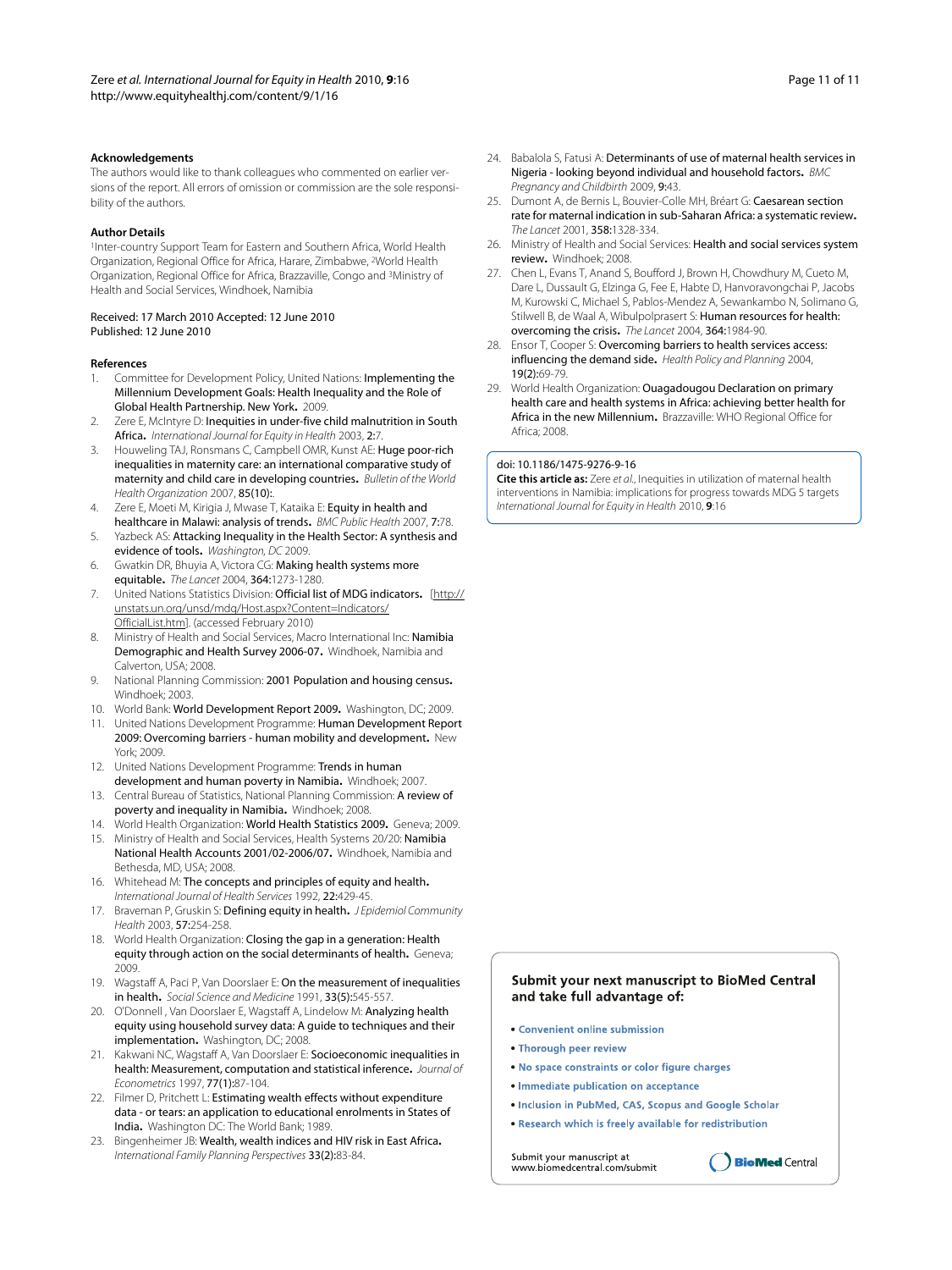### Acknowledgements

The authors would like to thank colleagues who commented on earlier versions of the report. All errors of omission or commission are the sole responsibility of the authors.

### Author Details

[1]Inter-country Support Team for Eastern and Southern Africa, World Health Organization, Regional Office for Africa, Harare, Zimbabwe, [2]World Health Organization, Regional Office for Africa, Brazzaville, Congo and [3]Ministry of Health and Social Services, Windhoek, Namibia

Received: 17 March 2010 Accepted: 12 June 2010
Published: 12 June 2010

### References

1. Committee for Development Policy, United Nations: **Implementing the Millennium Development Goals: Health Inequality and the Role of Global Health Partnership.** New York. 2009.
2. Zere E, McIntyre D: **Inequities in under-five child malnutrition in South Africa.** *International Journal for Equity in Health* 2003, **2**:7.
3. Houweling TAJ, Ronsmans C, Campbell OMR, Kunst AE: **Huge poor-rich inequalities in maternity care: an international comparative study of maternity and child care in developing countries.** *Bulletin of the World Health Organization* 2007, **85(10)**:.
4. Zere E, Moeti M, Kirigia J, Mwase T, Kataika E: **Equity in health and healthcare in Malawi: analysis of trends.** *BMC Public Health* 2007, **7**:78.
5. Yazbeck AS: **Attacking Inequality in the Health Sector: A synthesis and evidence of tools.** *Washington, DC* 2009.
6. Gwatkin DR, Bhuyia A, Victora CG: **Making health systems more equitable.** *The Lancet* 2004, **364**:1273-1280.
7. United Nations Statistics Division: **Official list of MDG indicators.** [http://unstats.un.org/unsd/mdg/Host.aspx?Content=Indicators/OfficialList.htm]. (accessed February 2010)
8. Ministry of Health and Social Services, Macro International Inc: **Namibia Demographic and Health Survey 2006-07.** Windhoek, Namibia and Calverton, USA; 2008.
9. National Planning Commission: **2001 Population and housing census.** Windhoek; 2003.
10. World Bank: **World Development Report 2009.** Washington, DC; 2009.
11. United Nations Development Programme: **Human Development Report 2009: Overcoming barriers - human mobility and development.** New York; 2009.
12. United Nations Development Programme: **Trends in human development and human poverty in Namibia.** Windhoek; 2007.
13. Central Bureau of Statistics, National Planning Commission: **A review of poverty and inequality in Namibia.** Windhoek; 2008.
14. World Health Organization: **World Health Statistics 2009.** Geneva; 2009.
15. Ministry of Health and Social Services, Health Systems 20/20: **Namibia National Health Accounts 2001/02-2006/07.** Windhoek, Namibia and Bethesda, MD, USA; 2008.
16. Whitehead M: **The concepts and principles of equity and health.** *International Journal of Health Services* 1992, **22**:429-45.
17. Braveman P, Gruskin S: **Defining equity in health.** *J Epidemiol Community Health* 2003, **57**:254-258.
18. World Health Organization: **Closing the gap in a generation: Health equity through action on the social determinants of health.** Geneva; 2009.
19. Wagstaff A, Paci P, Van Doorslaer E: **On the measurement of inequalities in health.** *Social Science and Medicine* 1991, **33(5)**:545-557.
20. O'Donnell , Van Doorslaer E, Wagstaff A, Lindelow M: **Analyzing health equity using household survey data: A guide to techniques and their implementation.** Washington, DC; 2008.
21. Kakwani NC, Wagstaff A, Van Doorslaer E: **Socioeconomic inequalities in health: Measurement, computation and statistical inference.** *Journal of Econometrics* 1997, **77(1)**:87-104.
22. Filmer D, Pritchett L: **Estimating wealth effects without expenditure data - or tears: an application to educational enrolments in States of India.** Washington DC: The World Bank; 1989.
23. Bingenheimer JB: **Wealth, wealth indices and HIV risk in East Africa.** *International Family Planning Perspectives* **33(2)**:83-84.
24. Babalola S, Fatusi A: **Determinants of use of maternal health services in Nigeria - looking beyond individual and household factors.** *BMC Pregnancy and Childbirth* 2009, **9**:43.
25. Dumont A, de Bernis L, Bouvier-Colle MH, Bréart G: **Caesarean section rate for maternal indication in sub-Saharan Africa: a systematic review.** *The Lancet* 2001, **358**:1328-334.
26. Ministry of Health and Social Services: **Health and social services system review.** Windhoek; 2008.
27. Chen L, Evans T, Anand S, Boufford J, Brown H, Chowdhury M, Cueto M, Dare L, Dussault G, Elzinga G, Fee E, Habte D, Hanvoravongchai P, Jacobs M, Kurowski C, Michael S, Pablos-Mendez A, Sewankambo N, Solimano G, Stilwell B, de Waal A, Wibulpolprasert S: **Human resources for health: overcoming the crisis.** *The Lancet* 2004, **364**:1984-90.
28. Ensor T, Cooper S: **Overcoming barriers to health services access: influencing the demand side.** *Health Policy and Planning* 2004, **19(2)**:69-79.
29. World Health Organization: **Ouagadougou Declaration on primary health care and health systems in Africa: achieving better health for Africa in the new Millennium.** Brazzaville: WHO Regional Office for Africa; 2008.

doi: 10.1186/1475-9276-9-16
**Cite this article as:** Zere *et al.*, Inequities in utilization of maternal health interventions in Namibia: implications for progress towards MDG 5 targets *International Journal for Equity in Health* 2010, **9**:16